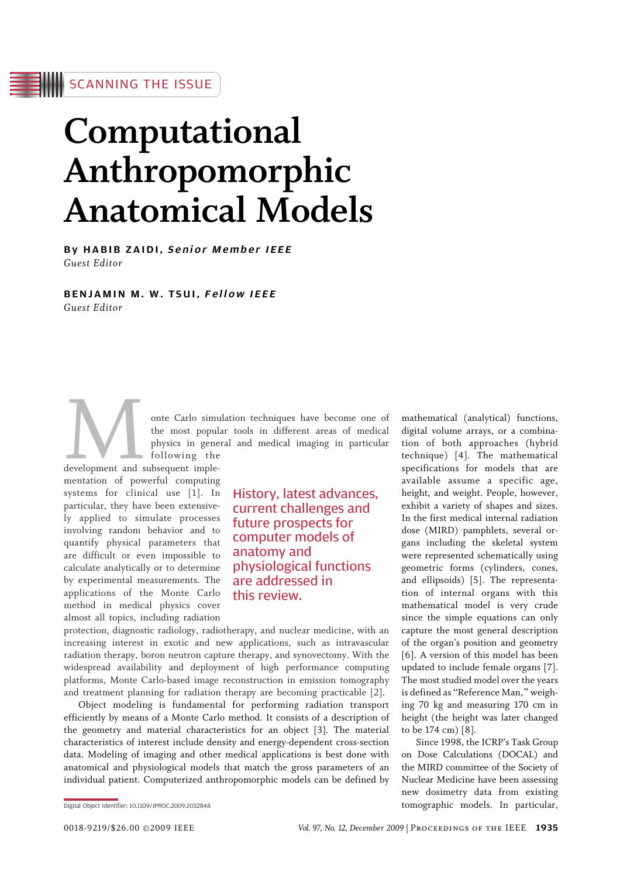SCANNING THE ISSUE

# Computational Anthropomorphic Anatomical Models

By **HABIB ZAIDI**, *Senior Member IEEE*
*Guest Editor*

**BENJAMIN M. W. TSUI**, *Fellow IEEE*
*Guest Editor*

History, latest advances, current challenges and future prospects for computer models of anatomy and physiological functions are addressed in this review.

Monte Carlo simulation techniques have become one of the most popular tools in different areas of medical physics in general and medical imaging in particular following the development and subsequent implementation of powerful computing systems for clinical use [1]. In particular, they have been extensively applied to simulate processes involving random behavior and to quantify physical parameters that are difficult or even impossible to calculate analytically or to determine by experimental measurements. The applications of the Monte Carlo method in medical physics cover almost all topics, including radiation protection, diagnostic radiology, radiotherapy, and nuclear medicine, with an increasing interest in exotic and new applications, such as intravascular radiation therapy, boron neutron capture therapy, and synovectomy. With the widespread availability and deployment of high performance computing platforms, Monte Carlo-based image reconstruction in emission tomography and treatment planning for radiation therapy are becoming practicable [2].

Object modeling is fundamental for performing radiation transport efficiently by means of a Monte Carlo method. It consists of a description of the geometry and material characteristics for an object [3]. The material characteristics of interest include density and energy-dependent cross-section data. Modeling of imaging and other medical applications is best done with anatomical and physiological models that match the gross parameters of an individual patient. Computerized anthropomorphic models can be defined by mathematical (analytical) functions, digital volume arrays, or a combination of both approaches (hybrid technique) [4]. The mathematical specifications for models that are available assume a specific age, height, and weight. People, however, exhibit a variety of shapes and sizes. In the first medical internal radiation dose (MIRD) pamphlets, several organs including the skeletal system were represented schematically using geometric forms (cylinders, cones, and ellipsoids) [5]. The representation of internal organs with this mathematical model is very crude since the simple equations can only capture the most general description of the organ's position and geometry [6]. A version of this model has been updated to include female organs [7]. The most studied model over the years is defined as "Reference Man," weighing 70 kg and measuring 170 cm in height (the height was later changed to be 174 cm) [8].

Since 1998, the ICRP's Task Group on Dose Calculations (DOCAL) and the MIRD committee of the Society of Nuclear Medicine have been assessing new dosimetry data from existing tomographic models. In particular,

Digital Object Identifier: 10.1109/JPROC.2009.2032848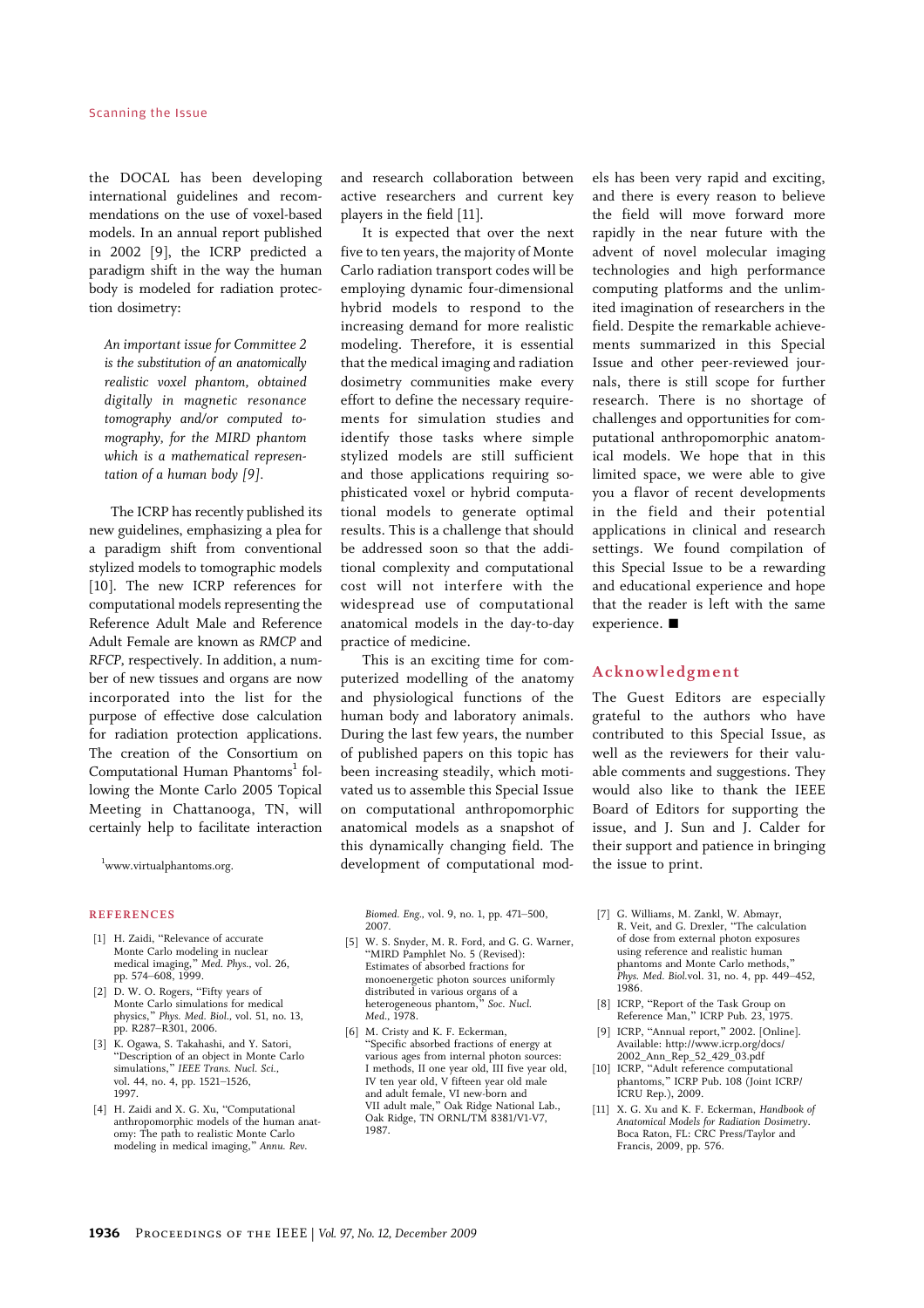the DOCAL has been developing international guidelines and recommendations on the use of voxel-based models. In an annual report published in 2002 [9], the ICRP predicted a paradigm shift in the way the human body is modeled for radiation protection dosimetry:

> *An important issue for Committee 2 is the substitution of an anatomically realistic voxel phantom, obtained digitally in magnetic resonance tomography and/or computed tomography, for the MIRD phantom which is a mathematical representation of a human body [9].*

The ICRP has recently published its new guidelines, emphasizing a plea for a paradigm shift from conventional stylized models to tomographic models [10]. The new ICRP references for computational models representing the Reference Adult Male and Reference Adult Female are known as *RMCP* and *RFCP*, respectively. In addition, a number of new tissues and organs are now incorporated into the list for the purpose of effective dose calculation for radiation protection applications. The creation of the Consortium on Computational Human Phantoms[1] following the Monte Carlo 2005 Topical Meeting in Chattanooga, TN, will certainly help to facilitate interaction and research collaboration between active researchers and current key players in the field [11].

It is expected that over the next five to ten years, the majority of Monte Carlo radiation transport codes will be employing dynamic four-dimensional hybrid models to respond to the increasing demand for more realistic modeling. Therefore, it is essential that the medical imaging and radiation dosimetry communities make every effort to define the necessary requirements for simulation studies and identify those tasks where simple stylized models are still sufficient and those applications requiring sophisticated voxel or hybrid computational models to generate optimal results. This is a challenge that should be addressed soon so that the additional complexity and computational cost will not interfere with the widespread use of computational anatomical models in the day-to-day practice of medicine.

This is an exciting time for computerized modelling of the anatomy and physiological functions of the human body and laboratory animals. During the last few years, the number of published papers on this topic has been increasing steadily, which motivated us to assemble this Special Issue on computational anthropomorphic anatomical models as a snapshot of this dynamically changing field. The development of computational models has been very rapid and exciting, and there is every reason to believe the field will move forward more rapidly in the near future with the advent of novel molecular imaging technologies and high performance computing platforms and the unlimited imagination of researchers in the field. Despite the remarkable achievements summarized in this Special Issue and other peer-reviewed journals, there is still scope for further research. There is no shortage of challenges and opportunities for computational anthropomorphic anatomical models. We hope that in this limited space, we were able to give you a flavor of recent developments in the field and their potential applications in clinical and research settings. We found compilation of this Special Issue to be a rewarding and educational experience and hope that the reader is left with the same experience. ■

[1] www.virtualphantoms.org.

## Acknowledgment

The Guest Editors are especially grateful to the authors who have contributed to this Special Issue, as well as the reviewers for their valuable comments and suggestions. They would also like to thank the IEEE Board of Editors for supporting the issue, and J. Sun and J. Calder for their support and patience in bringing the issue to print.

## REFERENCES

[1] H. Zaidi, "Relevance of accurate Monte Carlo modeling in nuclear medical imaging," *Med. Phys.*, vol. 26, pp. 574–608, 1999.

[2] D. W. O. Rogers, "Fifty years of Monte Carlo simulations for medical physics," *Phys. Med. Biol.*, vol. 51, no. 13, pp. R287–R301, 2006.

[3] K. Ogawa, S. Takahashi, and Y. Satori, "Description of an object in Monte Carlo simulations," *IEEE Trans. Nucl. Sci.*, vol. 44, no. 4, pp. 1521–1526, 1997.

[4] H. Zaidi and X. G. Xu, "Computational anthropomorphic models of the human anatomy: The path to realistic Monte Carlo modeling in medical imaging," *Annu. Rev. Biomed. Eng.*, vol. 9, no. 1, pp. 471–500, 2007.

[5] W. S. Snyder, M. R. Ford, and G. G. Warner, "MIRD Pamphlet No. 5 (Revised): Estimates of absorbed fractions for monoenergetic photon sources uniformly distributed in various organs of a heterogeneous phantom," *Soc. Nucl. Med.*, 1978.

[6] M. Cristy and K. F. Eckerman, "Specific absorbed fractions of energy at various ages from internal photon sources: I methods, II one year old, III five year old, IV ten year old, V fifteen year old male and adult female, VI new-born and VII adult male," Oak Ridge National Lab., Oak Ridge, TN ORNL/TM 8381/V1-V7, 1987.

[7] G. Williams, M. Zankl, W. Abmayr, R. Veit, and G. Drexler, "The calculation of dose from external photon exposures using reference and realistic human phantoms and Monte Carlo methods," *Phys. Med. Biol.*vol. 31, no. 4, pp. 449–452, 1986.

[8] ICRP, "Report of the Task Group on Reference Man," ICRP Pub. 23, 1975.

[9] ICRP, "Annual report," 2002. [Online]. Available: http://www.icrp.org/docs/2002_Ann_Rep_52_429_03.pdf

[10] ICRP, "Adult reference computational phantoms," ICRP Pub. 108 (Joint ICRP/ICRU Rep.), 2009.

[11] X. G. Xu and K. F. Eckerman, *Handbook of Anatomical Models for Radiation Dosimetry*. Boca Raton, FL: CRC Press/Taylor and Francis, 2009, pp. 576.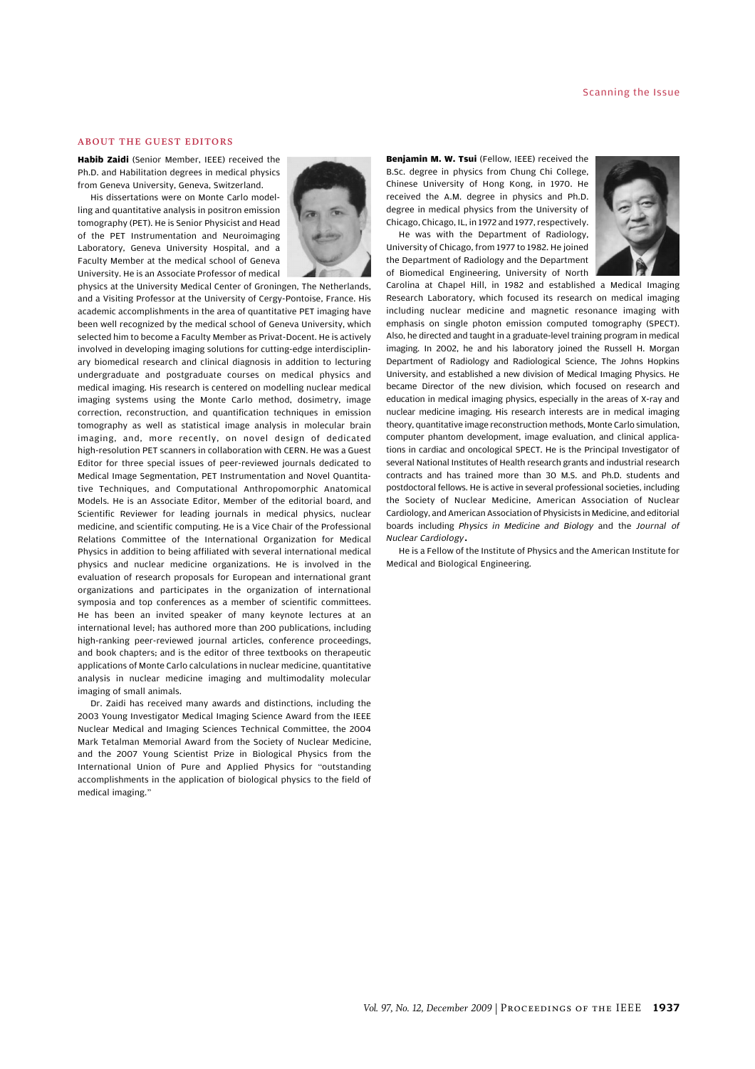## About the Guest Editors

**Habib Zaidi** (Senior Member, IEEE) received the Ph.D. and Habilitation degrees in medical physics from Geneva University, Geneva, Switzerland.

His dissertations were on Monte Carlo modelling and quantitative analysis in positron emission tomography (PET). He is Senior Physicist and Head of the PET Instrumentation and Neuroimaging Laboratory, Geneva University Hospital, and a Faculty Member at the medical school of Geneva University. He is an Associate Professor of medical physics at the University Medical Center of Groningen, The Netherlands, and a Visiting Professor at the University of Cergy-Pontoise, France. His academic accomplishments in the area of quantitative PET imaging have been well recognized by the medical school of Geneva University, which selected him to become a Faculty Member as Privat-Docent. He is actively involved in developing imaging solutions for cutting-edge interdisciplinary biomedical research and clinical diagnosis in addition to lecturing undergraduate and postgraduate courses on medical physics and medical imaging. His research is centered on modelling nuclear medical imaging systems using the Monte Carlo method, dosimetry, image correction, reconstruction, and quantification techniques in emission tomography as well as statistical image analysis in molecular brain imaging, and, more recently, on novel design of dedicated high-resolution PET scanners in collaboration with CERN. He was a Guest Editor for three special issues of peer-reviewed journals dedicated to Medical Image Segmentation, PET Instrumentation and Novel Quantitative Techniques, and Computational Anthropomorphic Anatomical Models. He is an Associate Editor, Member of the editorial board, and Scientific Reviewer for leading journals in medical physics, nuclear medicine, and scientific computing. He is a Vice Chair of the Professional Relations Committee of the International Organization for Medical Physics in addition to being affiliated with several international medical physics and nuclear medicine organizations. He is involved in the evaluation of research proposals for European and international grant organizations and participates in the organization of international symposia and top conferences as a member of scientific committees. He has been an invited speaker of many keynote lectures at an international level; has authored more than 200 publications, including high-ranking peer-reviewed journal articles, conference proceedings, and book chapters; and is the editor of three textbooks on therapeutic applications of Monte Carlo calculations in nuclear medicine, quantitative analysis in nuclear medicine imaging and multimodality molecular imaging of small animals.

Dr. Zaidi has received many awards and distinctions, including the 2003 Young Investigator Medical Imaging Science Award from the IEEE Nuclear Medical and Imaging Sciences Technical Committee, the 2004 Mark Tetalman Memorial Award from the Society of Nuclear Medicine, and the 2007 Young Scientist Prize in Biological Physics from the International Union of Pure and Applied Physics for "outstanding accomplishments in the application of biological physics to the field of medical imaging."

**Benjamin M. W. Tsui** (Fellow, IEEE) received the B.Sc. degree in physics from Chung Chi College, Chinese University of Hong Kong, in 1970. He received the A.M. degree in physics and Ph.D. degree in medical physics from the University of Chicago, Chicago, IL, in 1972 and 1977, respectively.

He was with the Department of Radiology, University of Chicago, from 1977 to 1982. He joined the Department of Radiology and the Department of Biomedical Engineering, University of North Carolina at Chapel Hill, in 1982 and established a Medical Imaging Research Laboratory, which focused its research on medical imaging including nuclear medicine and magnetic resonance imaging with emphasis on single photon emission computed tomography (SPECT). Also, he directed and taught in a graduate-level training program in medical imaging. In 2002, he and his laboratory joined the Russell H. Morgan Department of Radiology and Radiological Science, The Johns Hopkins University, and established a new division of Medical Imaging Physics. He became Director of the new division, which focused on research and education in medical imaging physics, especially in the areas of X-ray and nuclear medicine imaging. His research interests are in medical imaging theory, quantitative image reconstruction methods, Monte Carlo simulation, computer phantom development, image evaluation, and clinical applications in cardiac and oncological SPECT. He is the Principal Investigator of several National Institutes of Health research grants and industrial research contracts and has trained more than 30 M.S. and Ph.D. students and postdoctoral fellows. He is active in several professional societies, including the Society of Nuclear Medicine, American Association of Nuclear Cardiology, and American Association of Physicists in Medicine, and editorial boards including *Physics in Medicine and Biology* and the *Journal of Nuclear Cardiology*.

He is a Fellow of the Institute of Physics and the American Institute for Medical and Biological Engineering.